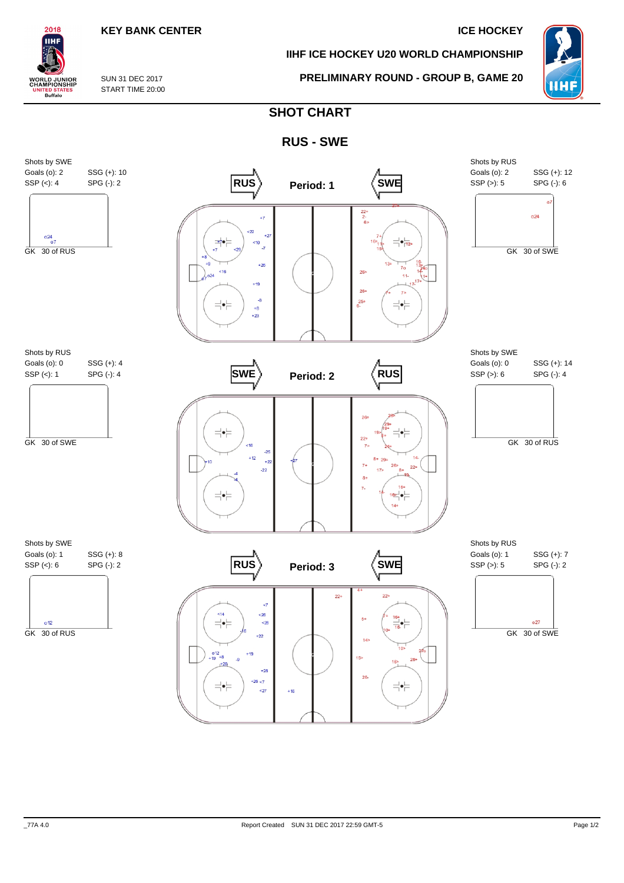2018 IIHF WORLD JUNIOR CHAMPIONSHIP UNITED STATES Buffalo

**KEY BANK CENTER**

SUN 31 DEC 2017
START TIME 20:00

**ICE HOCKEY**

**IIHF ICE HOCKEY U20 WORLD CHAMPIONSHIP**

**PRELIMINARY ROUND - GROUP B, GAME 20**

# SHOT CHART

## RUS - SWE

### Period: 1

RUS → SWE

| Shots by SWE | |
|---|---|
| Goals (o): 2 | SSG (+): 10 |
| SSP (<): 4 | SPG (-): 2 |

GK 30 of RUS

| Shots by RUS | |
|---|---|
| Goals (o): 2 | SSG (+): 12 |
| SSP (>): 5 | SPG (-): 6 |

GK 30 of SWE

### Period: 2

SWE → RUS

| Shots by RUS | |
|---|---|
| Goals (o): 0 | SSG (+): 4 |
| SSP (<): 1 | SPG (-): 4 |

GK 30 of SWE

| Shots by SWE | |
|---|---|
| Goals (o): 0 | SSG (+): 14 |
| SSP (>): 6 | SPG (-): 4 |

GK 30 of RUS

### Period: 3

RUS → SWE

| Shots by SWE | |
|---|---|
| Goals (o): 1 | SSG (+): 8 |
| SSP (<): 6 | SPG (-): 2 |

GK 30 of RUS

| Shots by RUS | |
|---|---|
| Goals (o): 1 | SSG (+): 7 |
| SSP (>): 5 | SPG (-): 2 |

GK 30 of SWE

_77A 4.0 Report Created SUN 31 DEC 2017 22:59 GMT-5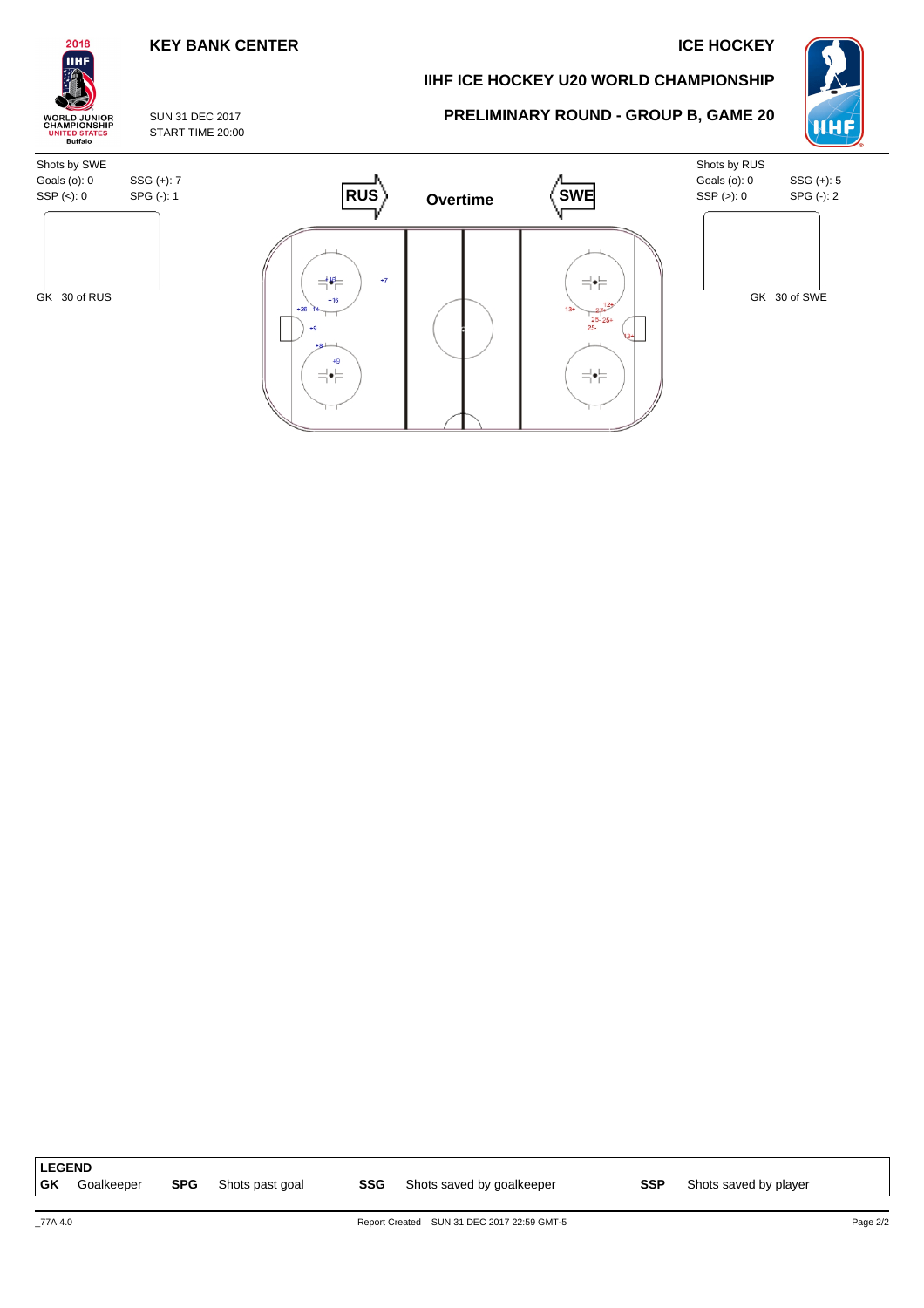KEY BANK CENTER

ICE HOCKEY

IIHF ICE HOCKEY U20 WORLD CHAMPIONSHIP

SUN 31 DEC 2017
START TIME 20:00

PRELIMINARY ROUND - GROUP B, GAME 20

Shots by SWE
Goals (o): 0 SSG (+): 7
SSP (<): 0 SPG (-): 1

GK 30 of RUS

RUS

Overtime

SWE

Shots by RUS
Goals (o): 0 SSG (+): 5
SSP (>): 0 SPG (-): 2

GK 30 of SWE

| LEGEND | | | | | | | |
|---|---|---|---|---|---|---|---|
| GK | Goalkeeper | SPG | Shots past goal | SSG | Shots saved by goalkeeper | SSP | Shots saved by player |

_77A 4.0 Report Created SUN 31 DEC 2017 22:59 GMT-5